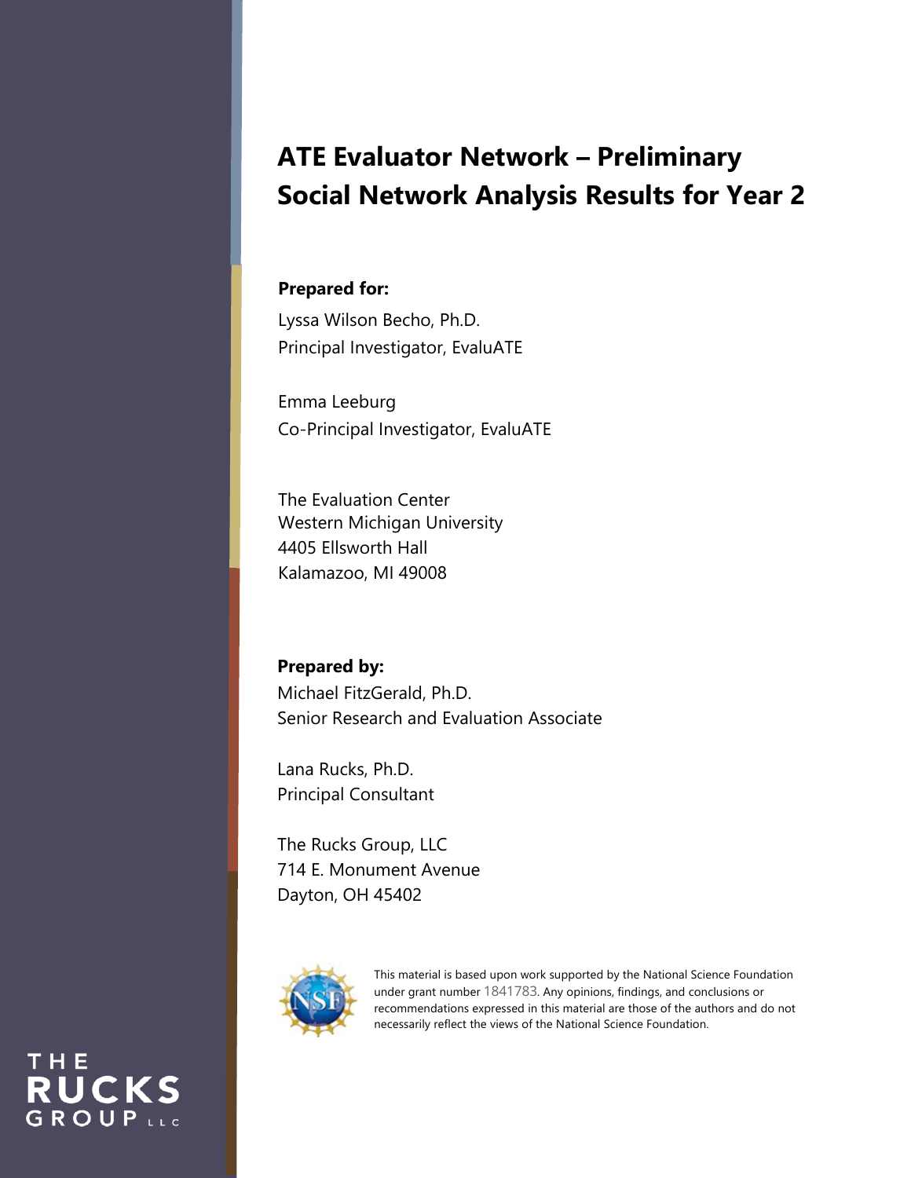# ATE Evaluator Network – Preliminary Social Network Analysis Results for Year 2

**Prepared for:**

Lyssa Wilson Becho, Ph.D.
Principal Investigator, EvaluATE

Emma Leeburg
Co-Principal Investigator, EvaluATE

The Evaluation Center
Western Michigan University
4405 Ellsworth Hall
Kalamazoo, MI 49008

**Prepared by:**

Michael FitzGerald, Ph.D.
Senior Research and Evaluation Associate

Lana Rucks, Ph.D.
Principal Consultant

The Rucks Group, LLC
714 E. Monument Avenue
Dayton, OH 45402

This material is based upon work supported by the National Science Foundation under grant number 1841783. Any opinions, findings, and conclusions or recommendations expressed in this material are those of the authors and do not necessarily reflect the views of the National Science Foundation.

THE RUCKS GROUP LLC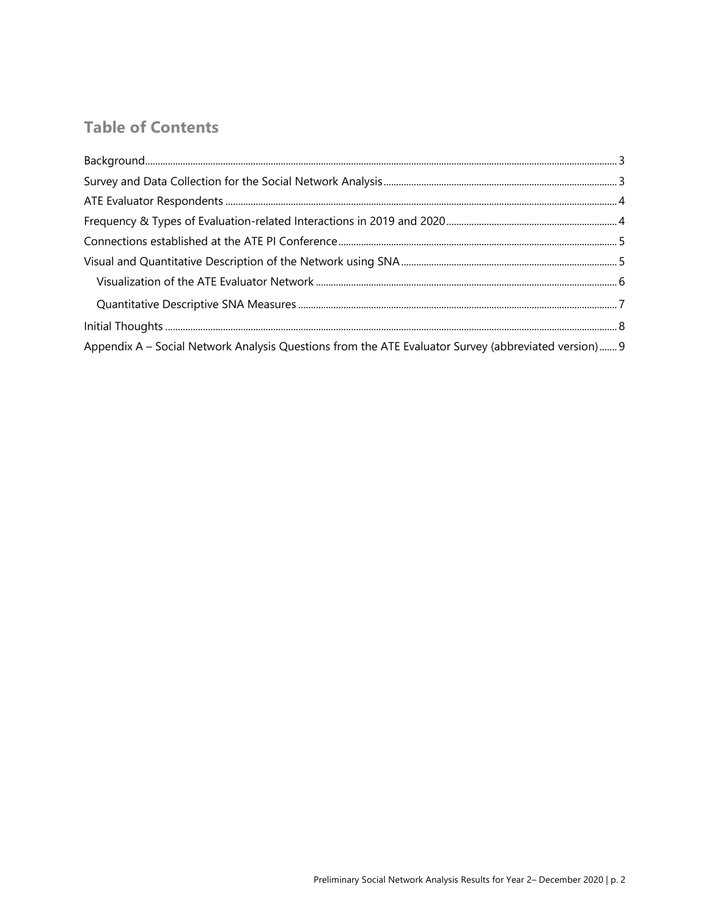## Table of Contents

Background ..... 3
Survey and Data Collection for the Social Network Analysis ..... 3
ATE Evaluator Respondents ..... 4
Frequency & Types of Evaluation-related Interactions in 2019 and 2020 ..... 4
Connections established at the ATE PI Conference ..... 5
Visual and Quantitative Description of the Network using SNA ..... 5
- Visualization of the ATE Evaluator Network ..... 6
- Quantitative Descriptive SNA Measures ..... 7

Initial Thoughts ..... 8
Appendix A – Social Network Analysis Questions from the ATE Evaluator Survey (abbreviated version) ..... 9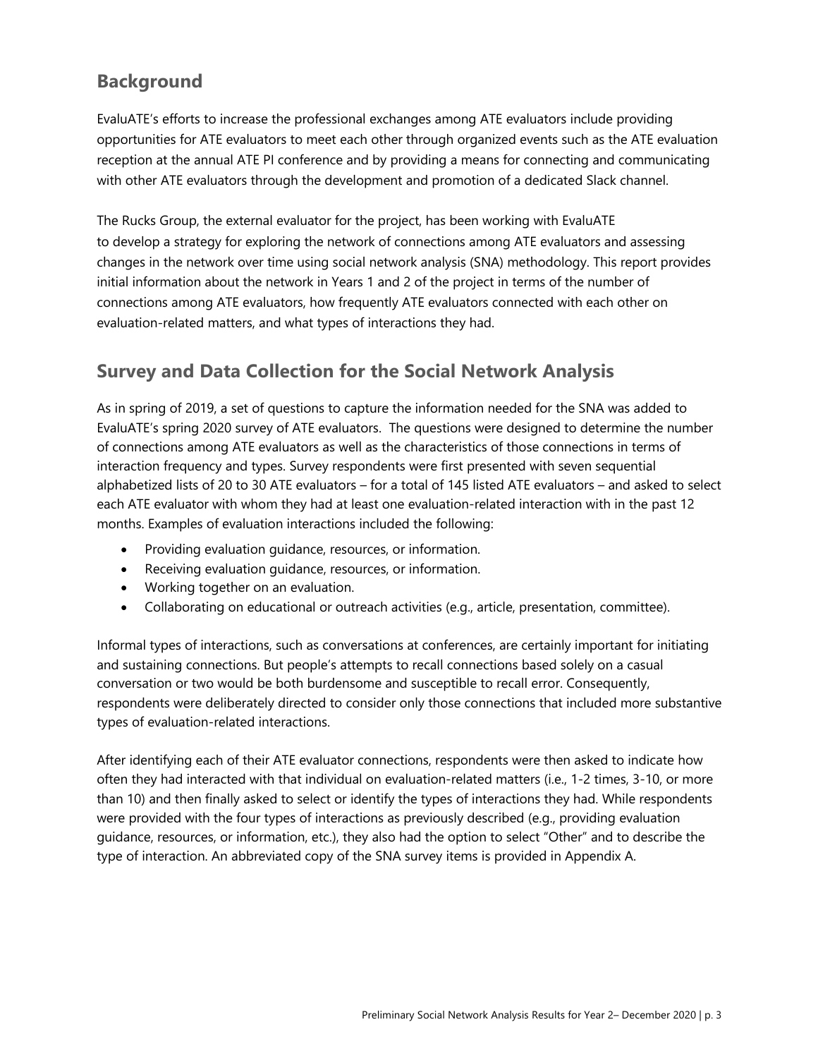## Background

EvaluATE's efforts to increase the professional exchanges among ATE evaluators include providing opportunities for ATE evaluators to meet each other through organized events such as the ATE evaluation reception at the annual ATE PI conference and by providing a means for connecting and communicating with other ATE evaluators through the development and promotion of a dedicated Slack channel.

The Rucks Group, the external evaluator for the project, has been working with EvaluATE to develop a strategy for exploring the network of connections among ATE evaluators and assessing changes in the network over time using social network analysis (SNA) methodology. This report provides initial information about the network in Years 1 and 2 of the project in terms of the number of connections among ATE evaluators, how frequently ATE evaluators connected with each other on evaluation-related matters, and what types of interactions they had.

## Survey and Data Collection for the Social Network Analysis

As in spring of 2019, a set of questions to capture the information needed for the SNA was added to EvaluATE's spring 2020 survey of ATE evaluators. The questions were designed to determine the number of connections among ATE evaluators as well as the characteristics of those connections in terms of interaction frequency and types. Survey respondents were first presented with seven sequential alphabetized lists of 20 to 30 ATE evaluators – for a total of 145 listed ATE evaluators – and asked to select each ATE evaluator with whom they had at least one evaluation-related interaction with in the past 12 months. Examples of evaluation interactions included the following:

- Providing evaluation guidance, resources, or information.
- Receiving evaluation guidance, resources, or information.
- Working together on an evaluation.
- Collaborating on educational or outreach activities (e.g., article, presentation, committee).

Informal types of interactions, such as conversations at conferences, are certainly important for initiating and sustaining connections. But people's attempts to recall connections based solely on a casual conversation or two would be both burdensome and susceptible to recall error. Consequently, respondents were deliberately directed to consider only those connections that included more substantive types of evaluation-related interactions.

After identifying each of their ATE evaluator connections, respondents were then asked to indicate how often they had interacted with that individual on evaluation-related matters (i.e., 1-2 times, 3-10, or more than 10) and then finally asked to select or identify the types of interactions they had. While respondents were provided with the four types of interactions as previously described (e.g., providing evaluation guidance, resources, or information, etc.), they also had the option to select "Other" and to describe the type of interaction. An abbreviated copy of the SNA survey items is provided in Appendix A.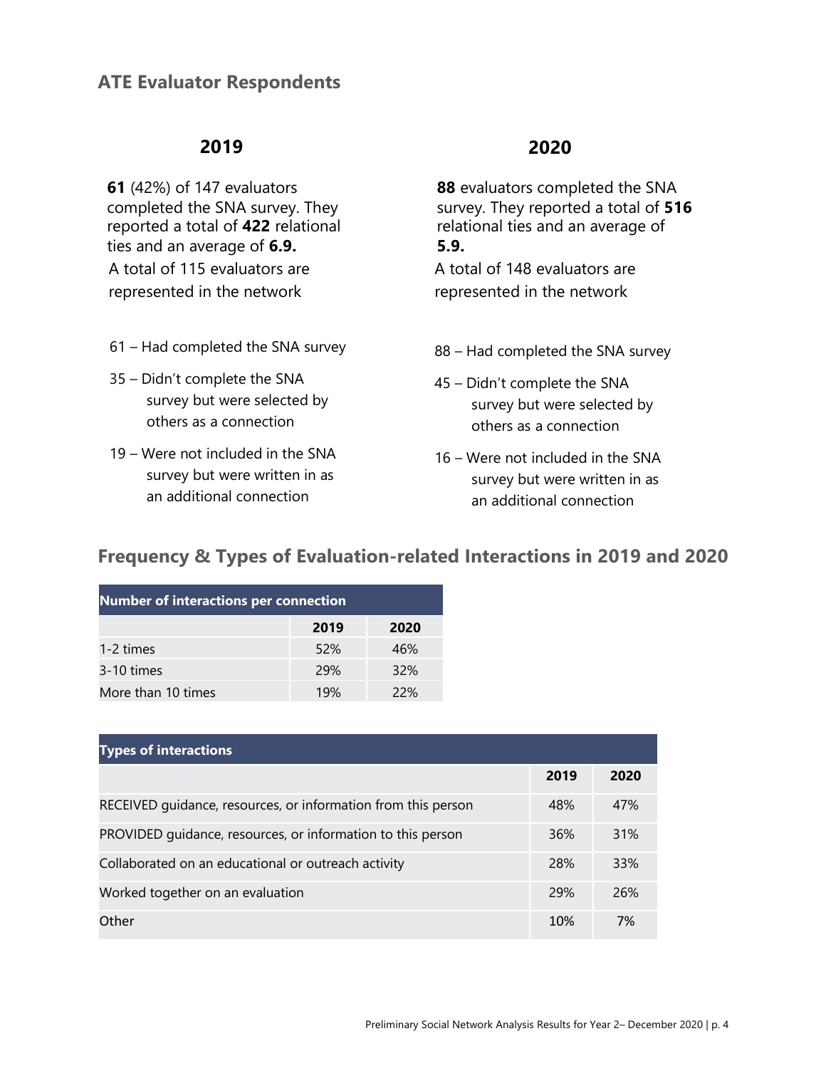## ATE Evaluator Respondents

### 2019

**61** (42%) of 147 evaluators completed the SNA survey. They reported a total of **422** relational ties and an average of **6.9.**

A total of 115 evaluators are represented in the network

- 61 – Had completed the SNA survey
- 35 – Didn't complete the SNA survey but were selected by others as a connection
- 19 – Were not included in the SNA survey but were written in as an additional connection

### 2020

**88** evaluators completed the SNA survey. They reported a total of **516** relational ties and an average of **5.9.**

A total of 148 evaluators are represented in the network

- 88 – Had completed the SNA survey
- 45 – Didn't complete the SNA survey but were selected by others as a connection
- 16 – Were not included in the SNA survey but were written in as an additional connection

## Frequency & Types of Evaluation-related Interactions in 2019 and 2020

| Number of interactions per connection | | |
|---|---|---|
| | **2019** | **2020** |
| 1-2 times | 52% | 46% |
| 3-10 times | 29% | 32% |
| More than 10 times | 19% | 22% |

| Types of interactions | | |
|---|---|---|
| | **2019** | **2020** |
| RECEIVED guidance, resources, or information from this person | 48% | 47% |
| PROVIDED guidance, resources, or information to this person | 36% | 31% |
| Collaborated on an educational or outreach activity | 28% | 33% |
| Worked together on an evaluation | 29% | 26% |
| Other | 10% | 7% |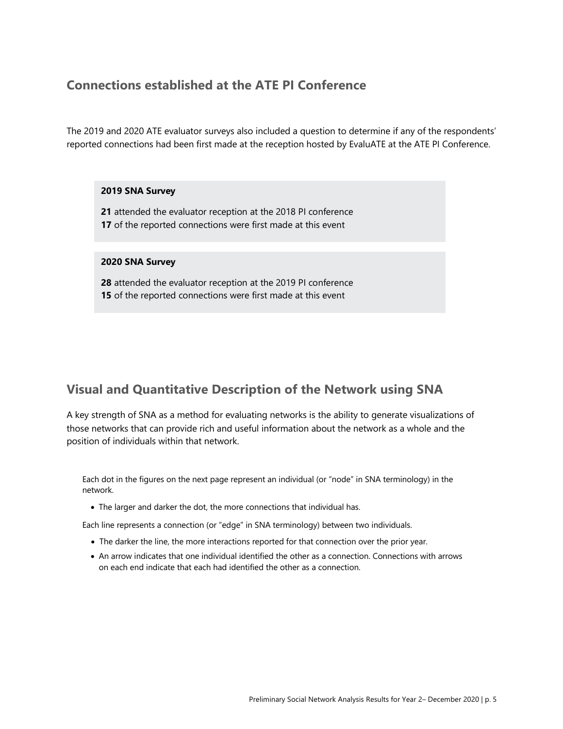## Connections established at the ATE PI Conference

The 2019 and 2020 ATE evaluator surveys also included a question to determine if any of the respondents' reported connections had been first made at the reception hosted by EvaluATE at the ATE PI Conference.

**2019 SNA Survey**

**21** attended the evaluator reception at the 2018 PI conference
**17** of the reported connections were first made at this event

**2020 SNA Survey**

**28** attended the evaluator reception at the 2019 PI conference
**15** of the reported connections were first made at this event

## Visual and Quantitative Description of the Network using SNA

A key strength of SNA as a method for evaluating networks is the ability to generate visualizations of those networks that can provide rich and useful information about the network as a whole and the position of individuals within that network.

Each dot in the figures on the next page represent an individual (or "node" in SNA terminology) in the network.

- The larger and darker the dot, the more connections that individual has.

Each line represents a connection (or "edge" in SNA terminology) between two individuals.

- The darker the line, the more interactions reported for that connection over the prior year.
- An arrow indicates that one individual identified the other as a connection. Connections with arrows on each end indicate that each had identified the other as a connection.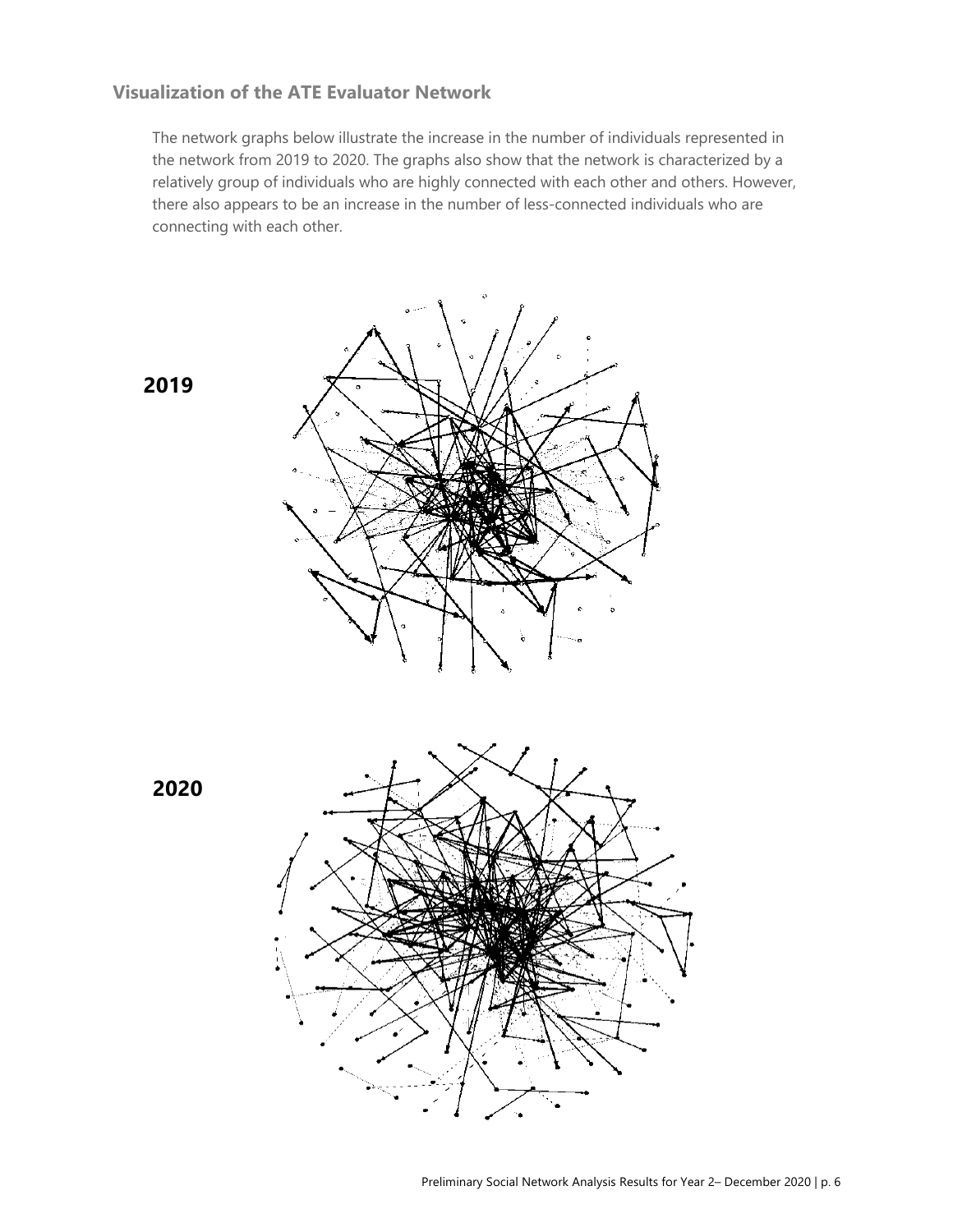## Visualization of the ATE Evaluator Network

The network graphs below illustrate the increase in the number of individuals represented in the network from 2019 to 2020. The graphs also show that the network is characterized by a relatively group of individuals who are highly connected with each other and others. However, there also appears to be an increase in the number of less-connected individuals who are connecting with each other.

**2019**

**2020**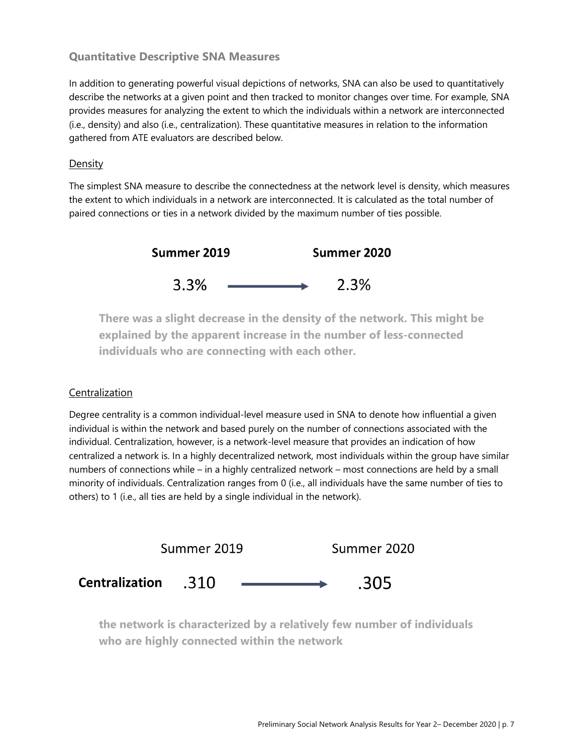### Quantitative Descriptive SNA Measures

In addition to generating powerful visual depictions of networks, SNA can also be used to quantitatively describe the networks at a given point and then tracked to monitor changes over time. For example, SNA provides measures for analyzing the extent to which the individuals within a network are interconnected (i.e., density) and also (i.e., centralization). These quantitative measures in relation to the information gathered from ATE evaluators are described below.

#### Density

The simplest SNA measure to describe the connectedness at the network level is density, which measures the extent to which individuals in a network are interconnected. It is calculated as the total number of paired connections or ties in a network divided by the maximum number of ties possible.

| Summer 2019 | | Summer 2020 |
|---|---|---|
| 3.3% | → | 2.3% |

**There was a slight decrease in the density of the network. This might be explained by the apparent increase in the number of less-connected individuals who are connecting with each other.**

#### Centralization

Degree centrality is a common individual-level measure used in SNA to denote how influential a given individual is within the network and based purely on the number of connections associated with the individual. Centralization, however, is a network-level measure that provides an indication of how centralized a network is. In a highly decentralized network, most individuals within the group have similar numbers of connections while – in a highly centralized network – most connections are held by a small minority of individuals. Centralization ranges from 0 (i.e., all individuals have the same number of ties to others) to 1 (i.e., all ties are held by a single individual in the network).

| | Summer 2019 | | Summer 2020 |
|---|---|---|---|
| **Centralization** | .310 | → | .305 |

**the network is characterized by a relatively few number of individuals who are highly connected within the network**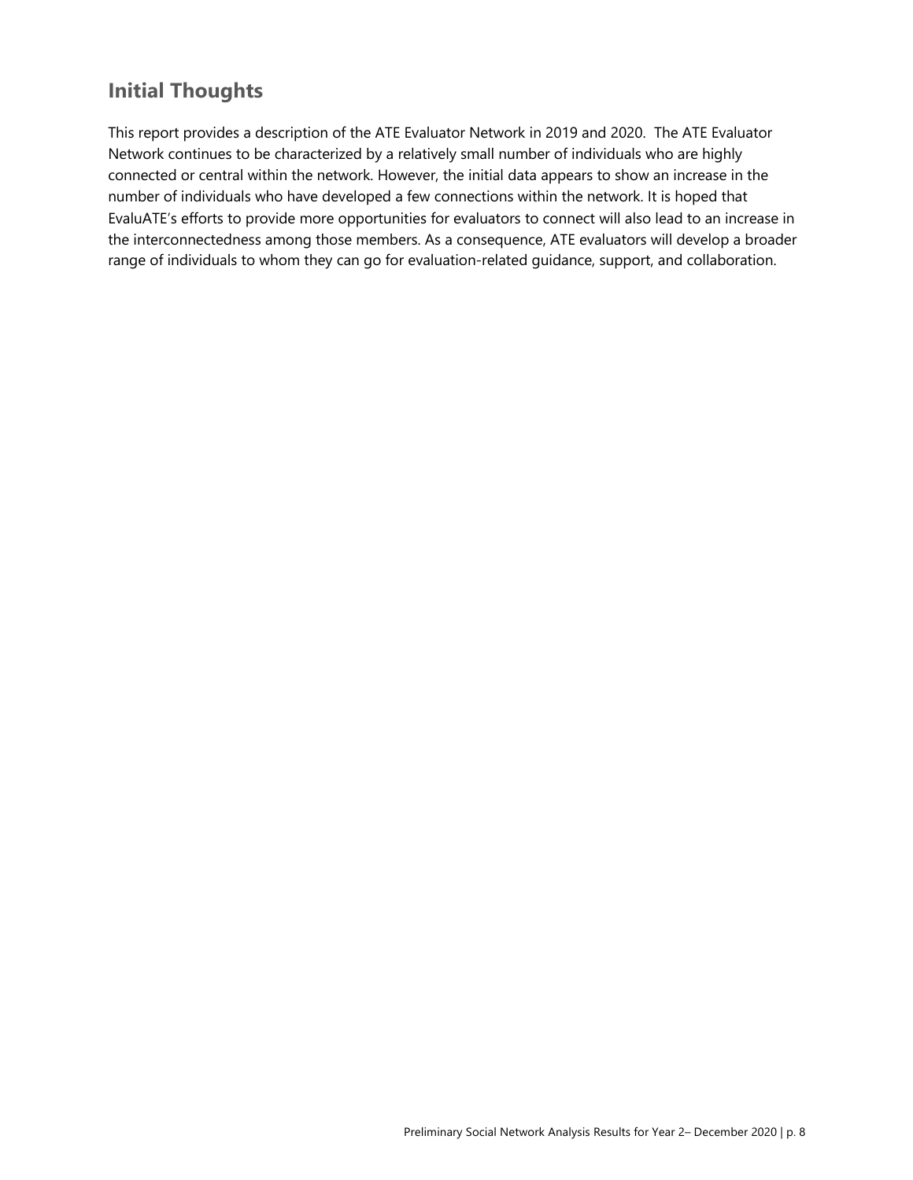## Initial Thoughts

This report provides a description of the ATE Evaluator Network in 2019 and 2020. The ATE Evaluator Network continues to be characterized by a relatively small number of individuals who are highly connected or central within the network. However, the initial data appears to show an increase in the number of individuals who have developed a few connections within the network. It is hoped that EvaluATE's efforts to provide more opportunities for evaluators to connect will also lead to an increase in the interconnectedness among those members. As a consequence, ATE evaluators will develop a broader range of individuals to whom they can go for evaluation-related guidance, support, and collaboration.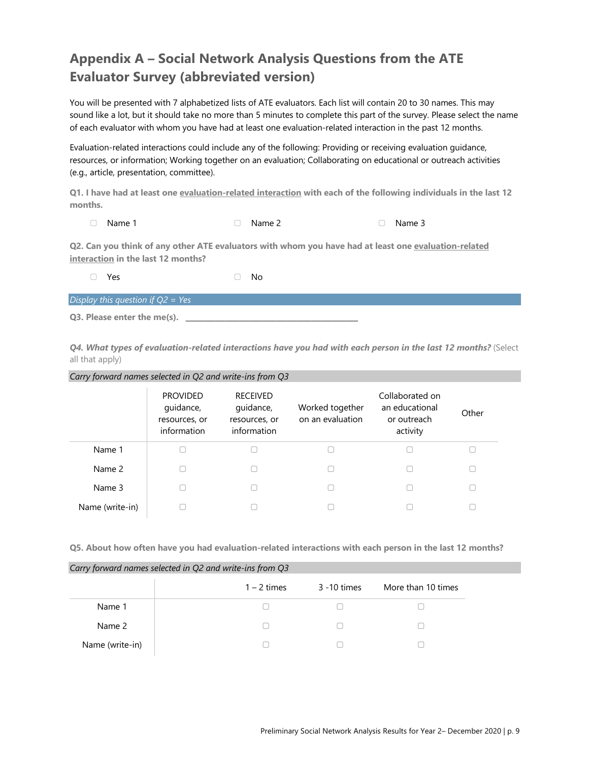## Appendix A – Social Network Analysis Questions from the ATE Evaluator Survey (abbreviated version)

You will be presented with 7 alphabetized lists of ATE evaluators. Each list will contain 20 to 30 names. This may sound like a lot, but it should take no more than 5 minutes to complete this part of the survey. Please select the name of each evaluator with whom you have had at least one evaluation-related interaction in the past 12 months.

Evaluation-related interactions could include any of the following: Providing or receiving evaluation guidance, resources, or information; Working together on an evaluation; Collaborating on educational or outreach activities (e.g., article, presentation, committee).

**Q1. I have had at least one evaluation-related interaction with each of the following individuals in the last 12 months.**

- ▢ Name 1
- ▢ Name 2
- ▢ Name 3

**Q2. Can you think of any other ATE evaluators with whom you have had at least one evaluation-related interaction in the last 12 months?**

- ▢ Yes
- ▢ No

*Display this question if Q2 = Yes*

**Q3. Please enter the me(s).** ________________________________________

***Q4. What types of evaluation-related interactions have you had with each person in the last 12 months?*** (Select all that apply)

*Carry forward names selected in Q2 and write-ins from Q3*

| | PROVIDED guidance, resources, or information | RECEIVED guidance, resources, or information | Worked together on an evaluation | Collaborated on an educational or outreach activity | Other |
|---|---|---|---|---|---|
| Name 1 | ▢ | ▢ | ▢ | ▢ | ▢ |
| Name 2 | ▢ | ▢ | ▢ | ▢ | ▢ |
| Name 3 | ▢ | ▢ | ▢ | ▢ | ▢ |
| Name (write-in) | ▢ | ▢ | ▢ | ▢ | ▢ |

**Q5. About how often have you had evaluation-related interactions with each person in the last 12 months?**

*Carry forward names selected in Q2 and write-ins from Q3*

| | 1 – 2 times | 3 -10 times | More than 10 times |
|---|---|---|---|
| Name 1 | ▢ | ▢ | ▢ |
| Name 2 | ▢ | ▢ | ▢ |
| Name (write-in) | ▢ | ▢ | ▢ |